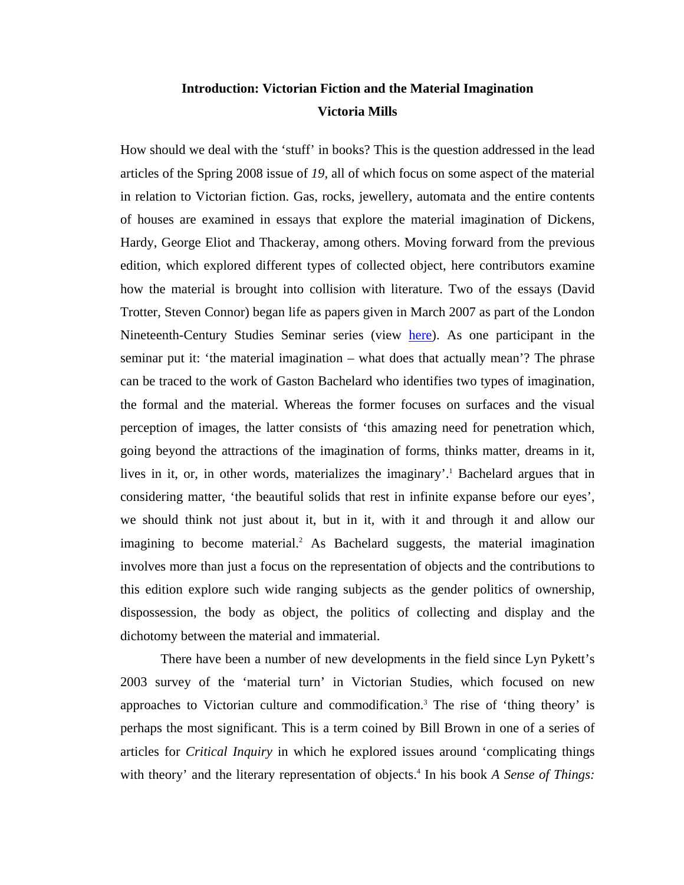# Introduction: Victorian Fiction and the Material Imagination

**Victoria Mills**

How should we deal with the 'stuff' in books? This is the question addressed in the lead articles of the Spring 2008 issue of *19*, all of which focus on some aspect of the material in relation to Victorian fiction. Gas, rocks, jewellery, automata and the entire contents of houses are examined in essays that explore the material imagination of Dickens, Hardy, George Eliot and Thackeray, among others. Moving forward from the previous edition, which explored different types of collected object, here contributors examine how the material is brought into collision with literature. Two of the essays (David Trotter, Steven Connor) began life as papers given in March 2007 as part of the London Nineteenth-Century Studies Seminar series (view here). As one participant in the seminar put it: 'the material imagination – what does that actually mean'? The phrase can be traced to the work of Gaston Bachelard who identifies two types of imagination, the formal and the material. Whereas the former focuses on surfaces and the visual perception of images, the latter consists of 'this amazing need for penetration which, going beyond the attractions of the imagination of forms, thinks matter, dreams in it, lives in it, or, in other words, materializes the imaginary'.[1] Bachelard argues that in considering matter, 'the beautiful solids that rest in infinite expanse before our eyes', we should think not just about it, but in it, with it and through it and allow our imagining to become material.[2] As Bachelard suggests, the material imagination involves more than just a focus on the representation of objects and the contributions to this edition explore such wide ranging subjects as the gender politics of ownership, dispossession, the body as object, the politics of collecting and display and the dichotomy between the material and immaterial.

There have been a number of new developments in the field since Lyn Pykett's 2003 survey of the 'material turn' in Victorian Studies, which focused on new approaches to Victorian culture and commodification.[3] The rise of 'thing theory' is perhaps the most significant. This is a term coined by Bill Brown in one of a series of articles for *Critical Inquiry* in which he explored issues around 'complicating things with theory' and the literary representation of objects.[4] In his book *A Sense of Things:*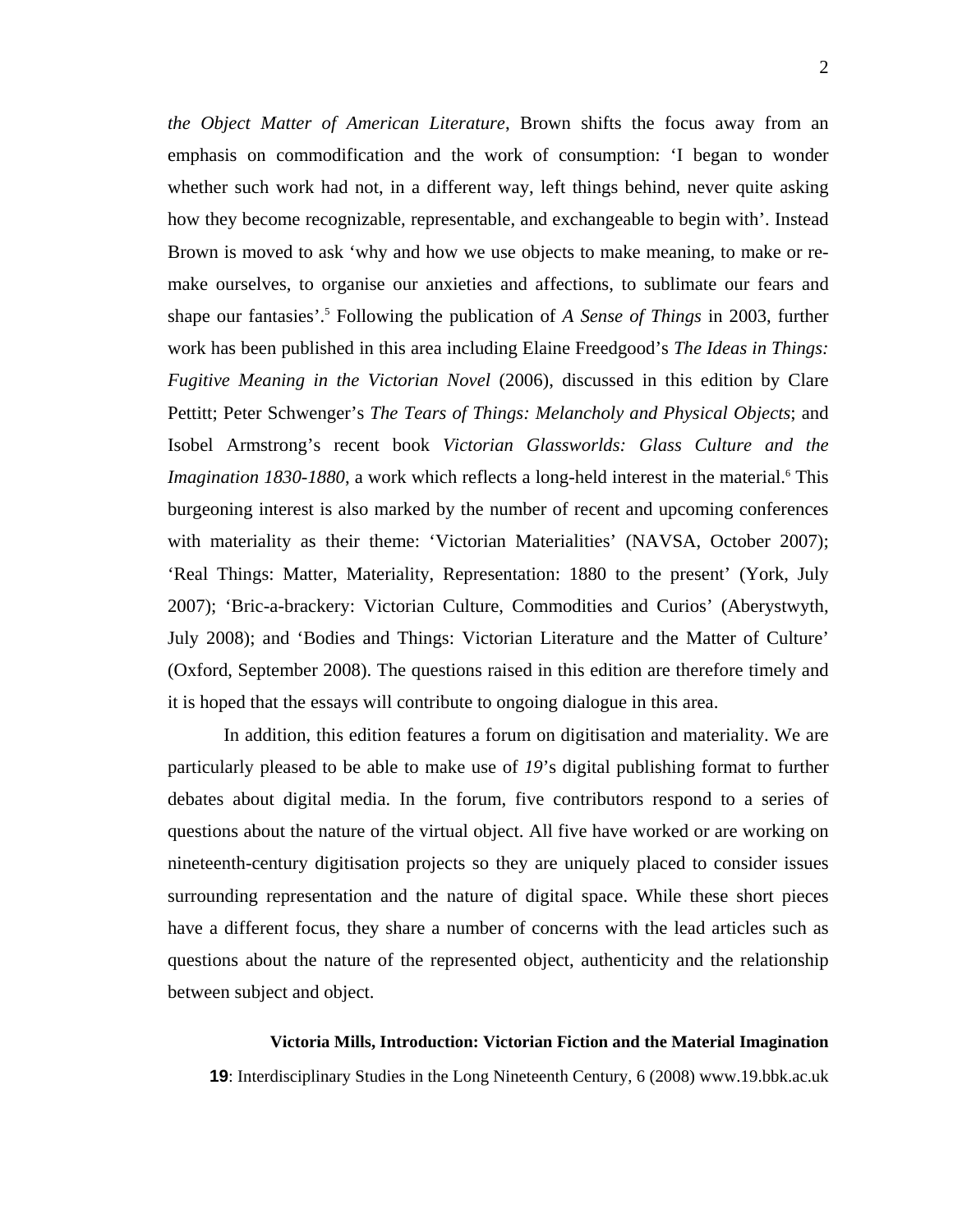*the Object Matter of American Literature*, Brown shifts the focus away from an emphasis on commodification and the work of consumption: 'I began to wonder whether such work had not, in a different way, left things behind, never quite asking how they become recognizable, representable, and exchangeable to begin with'. Instead Brown is moved to ask 'why and how we use objects to make meaning, to make or re-make ourselves, to organise our anxieties and affections, to sublimate our fears and shape our fantasies'.[5] Following the publication of *A Sense of Things* in 2003, further work has been published in this area including Elaine Freedgood's *The Ideas in Things: Fugitive Meaning in the Victorian Novel* (2006), discussed in this edition by Clare Pettitt; Peter Schwenger's *The Tears of Things: Melancholy and Physical Objects*; and Isobel Armstrong's recent book *Victorian Glassworlds: Glass Culture and the Imagination 1830-1880*, a work which reflects a long-held interest in the material.[6] This burgeoning interest is also marked by the number of recent and upcoming conferences with materiality as their theme: 'Victorian Materialities' (NAVSA, October 2007); 'Real Things: Matter, Materiality, Representation: 1880 to the present' (York, July 2007); 'Bric-a-brackery: Victorian Culture, Commodities and Curios' (Aberystwyth, July 2008); and 'Bodies and Things: Victorian Literature and the Matter of Culture' (Oxford, September 2008). The questions raised in this edition are therefore timely and it is hoped that the essays will contribute to ongoing dialogue in this area.

In addition, this edition features a forum on digitisation and materiality. We are particularly pleased to be able to make use of *19*'s digital publishing format to further debates about digital media. In the forum, five contributors respond to a series of questions about the nature of the virtual object. All five have worked or are working on nineteenth-century digitisation projects so they are uniquely placed to consider issues surrounding representation and the nature of digital space. While these short pieces have a different focus, they share a number of concerns with the lead articles such as questions about the nature of the represented object, authenticity and the relationship between subject and object.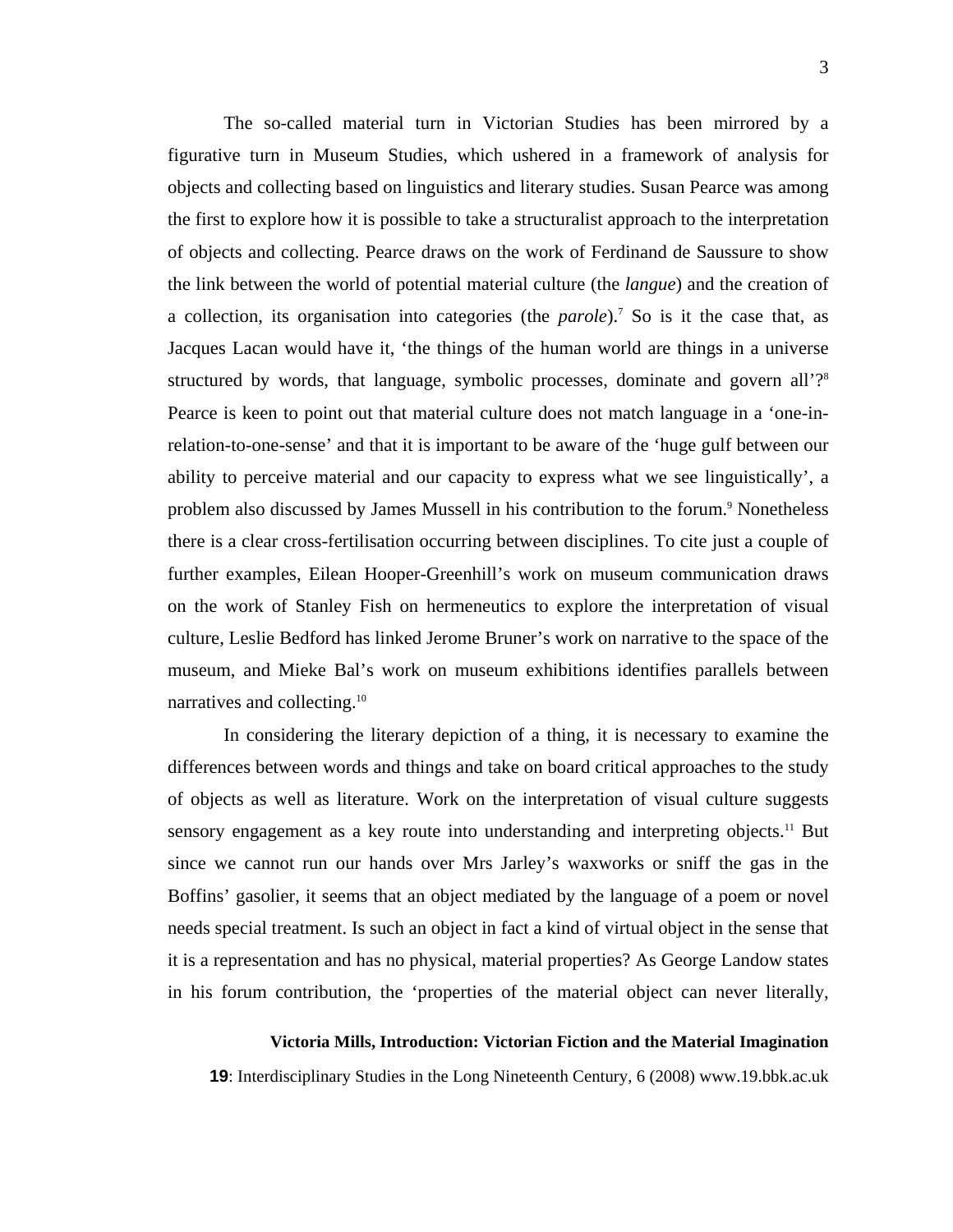The so-called material turn in Victorian Studies has been mirrored by a figurative turn in Museum Studies, which ushered in a framework of analysis for objects and collecting based on linguistics and literary studies. Susan Pearce was among the first to explore how it is possible to take a structuralist approach to the interpretation of objects and collecting. Pearce draws on the work of Ferdinand de Saussure to show the link between the world of potential material culture (the *langue*) and the creation of a collection, its organisation into categories (the *parole*).[7] So is it the case that, as Jacques Lacan would have it, 'the things of the human world are things in a universe structured by words, that language, symbolic processes, dominate and govern all'?[8] Pearce is keen to point out that material culture does not match language in a 'one-in-relation-to-one-sense' and that it is important to be aware of the 'huge gulf between our ability to perceive material and our capacity to express what we see linguistically', a problem also discussed by James Mussell in his contribution to the forum.[9] Nonetheless there is a clear cross-fertilisation occurring between disciplines. To cite just a couple of further examples, Eilean Hooper-Greenhill's work on museum communication draws on the work of Stanley Fish on hermeneutics to explore the interpretation of visual culture, Leslie Bedford has linked Jerome Bruner's work on narrative to the space of the museum, and Mieke Bal's work on museum exhibitions identifies parallels between narratives and collecting.[10]

In considering the literary depiction of a thing, it is necessary to examine the differences between words and things and take on board critical approaches to the study of objects as well as literature. Work on the interpretation of visual culture suggests sensory engagement as a key route into understanding and interpreting objects.[11] But since we cannot run our hands over Mrs Jarley's waxworks or sniff the gas in the Boffins' gasolier, it seems that an object mediated by the language of a poem or novel needs special treatment. Is such an object in fact a kind of virtual object in the sense that it is a representation and has no physical, material properties? As George Landow states in his forum contribution, the 'properties of the material object can never literally,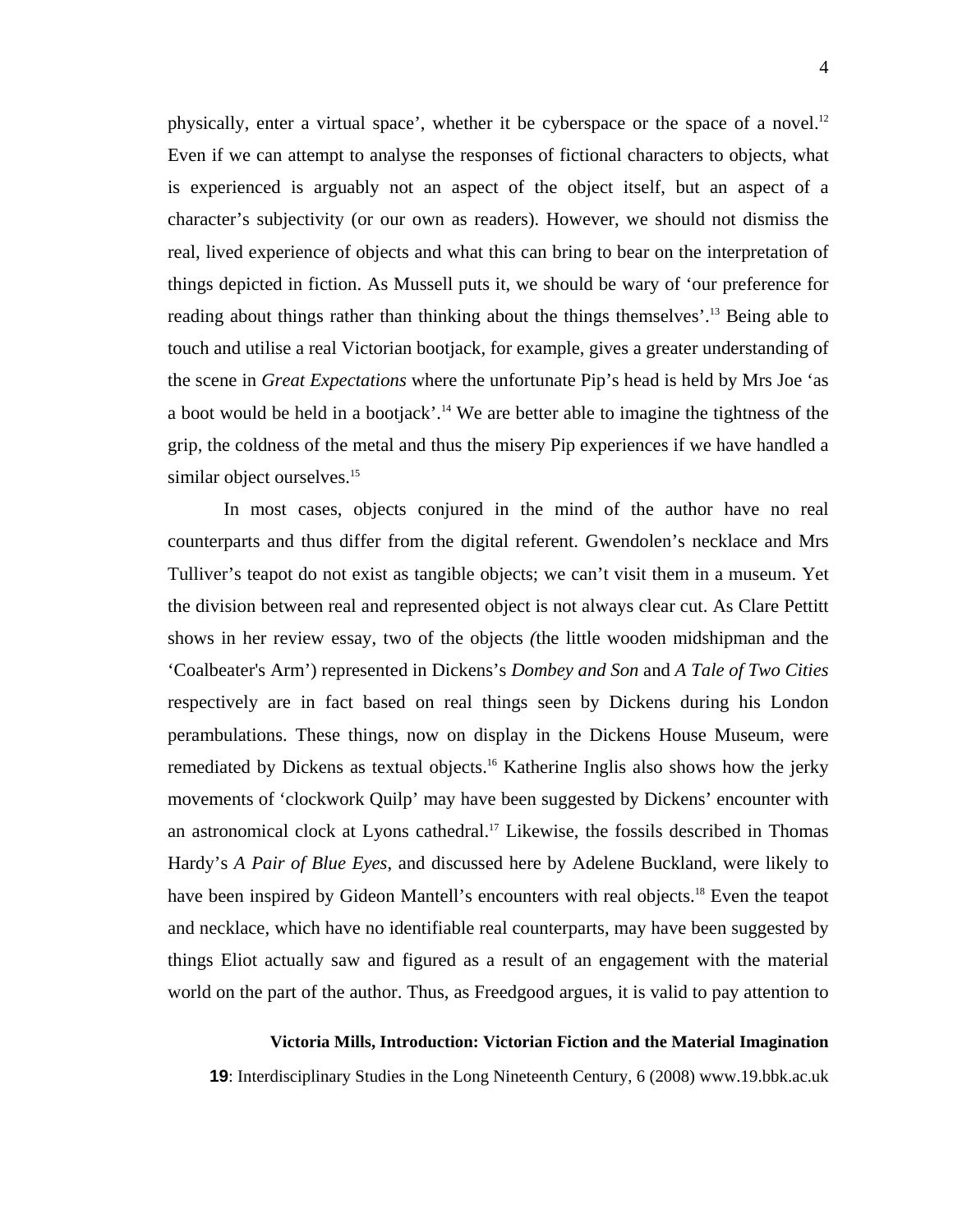physically, enter a virtual space', whether it be cyberspace or the space of a novel.[12] Even if we can attempt to analyse the responses of fictional characters to objects, what is experienced is arguably not an aspect of the object itself, but an aspect of a character's subjectivity (or our own as readers). However, we should not dismiss the real, lived experience of objects and what this can bring to bear on the interpretation of things depicted in fiction. As Mussell puts it, we should be wary of 'our preference for reading about things rather than thinking about the things themselves'.[13] Being able to touch and utilise a real Victorian bootjack, for example, gives a greater understanding of the scene in *Great Expectations* where the unfortunate Pip's head is held by Mrs Joe 'as a boot would be held in a bootjack'.[14] We are better able to imagine the tightness of the grip, the coldness of the metal and thus the misery Pip experiences if we have handled a similar object ourselves.[15]

In most cases, objects conjured in the mind of the author have no real counterparts and thus differ from the digital referent. Gwendolen's necklace and Mrs Tulliver's teapot do not exist as tangible objects; we can't visit them in a museum. Yet the division between real and represented object is not always clear cut. As Clare Pettitt shows in her review essay, two of the objects (the little wooden midshipman and the 'Coalbeater's Arm') represented in Dickens's *Dombey and Son* and *A Tale of Two Cities* respectively are in fact based on real things seen by Dickens during his London perambulations. These things, now on display in the Dickens House Museum, were remediated by Dickens as textual objects.[16] Katherine Inglis also shows how the jerky movements of 'clockwork Quilp' may have been suggested by Dickens' encounter with an astronomical clock at Lyons cathedral.[17] Likewise, the fossils described in Thomas Hardy's *A Pair of Blue Eyes*, and discussed here by Adelene Buckland, were likely to have been inspired by Gideon Mantell's encounters with real objects.[18] Even the teapot and necklace, which have no identifiable real counterparts, may have been suggested by things Eliot actually saw and figured as a result of an engagement with the material world on the part of the author. Thus, as Freedgood argues, it is valid to pay attention to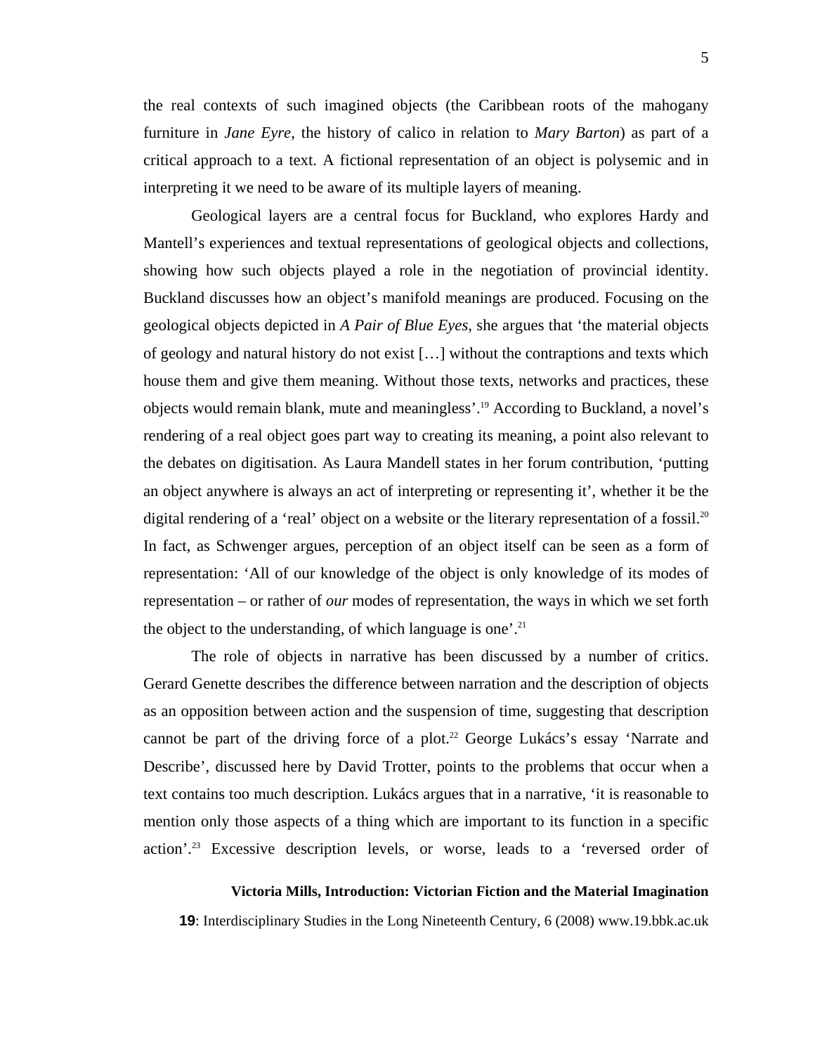the real contexts of such imagined objects (the Caribbean roots of the mahogany furniture in *Jane Eyre*, the history of calico in relation to *Mary Barton*) as part of a critical approach to a text. A fictional representation of an object is polysemic and in interpreting it we need to be aware of its multiple layers of meaning.

Geological layers are a central focus for Buckland, who explores Hardy and Mantell's experiences and textual representations of geological objects and collections, showing how such objects played a role in the negotiation of provincial identity. Buckland discusses how an object's manifold meanings are produced. Focusing on the geological objects depicted in *A Pair of Blue Eyes*, she argues that 'the material objects of geology and natural history do not exist […] without the contraptions and texts which house them and give them meaning. Without those texts, networks and practices, these objects would remain blank, mute and meaningless'.[19] According to Buckland, a novel's rendering of a real object goes part way to creating its meaning, a point also relevant to the debates on digitisation. As Laura Mandell states in her forum contribution, 'putting an object anywhere is always an act of interpreting or representing it', whether it be the digital rendering of a 'real' object on a website or the literary representation of a fossil.[20] In fact, as Schwenger argues, perception of an object itself can be seen as a form of representation: 'All of our knowledge of the object is only knowledge of its modes of representation – or rather of *our* modes of representation, the ways in which we set forth the object to the understanding, of which language is one'.[21]

The role of objects in narrative has been discussed by a number of critics. Gerard Genette describes the difference between narration and the description of objects as an opposition between action and the suspension of time, suggesting that description cannot be part of the driving force of a plot.[22] George Lukács's essay 'Narrate and Describe', discussed here by David Trotter, points to the problems that occur when a text contains too much description. Lukács argues that in a narrative, 'it is reasonable to mention only those aspects of a thing which are important to its function in a specific action'.[23] Excessive description levels, or worse, leads to a 'reversed order of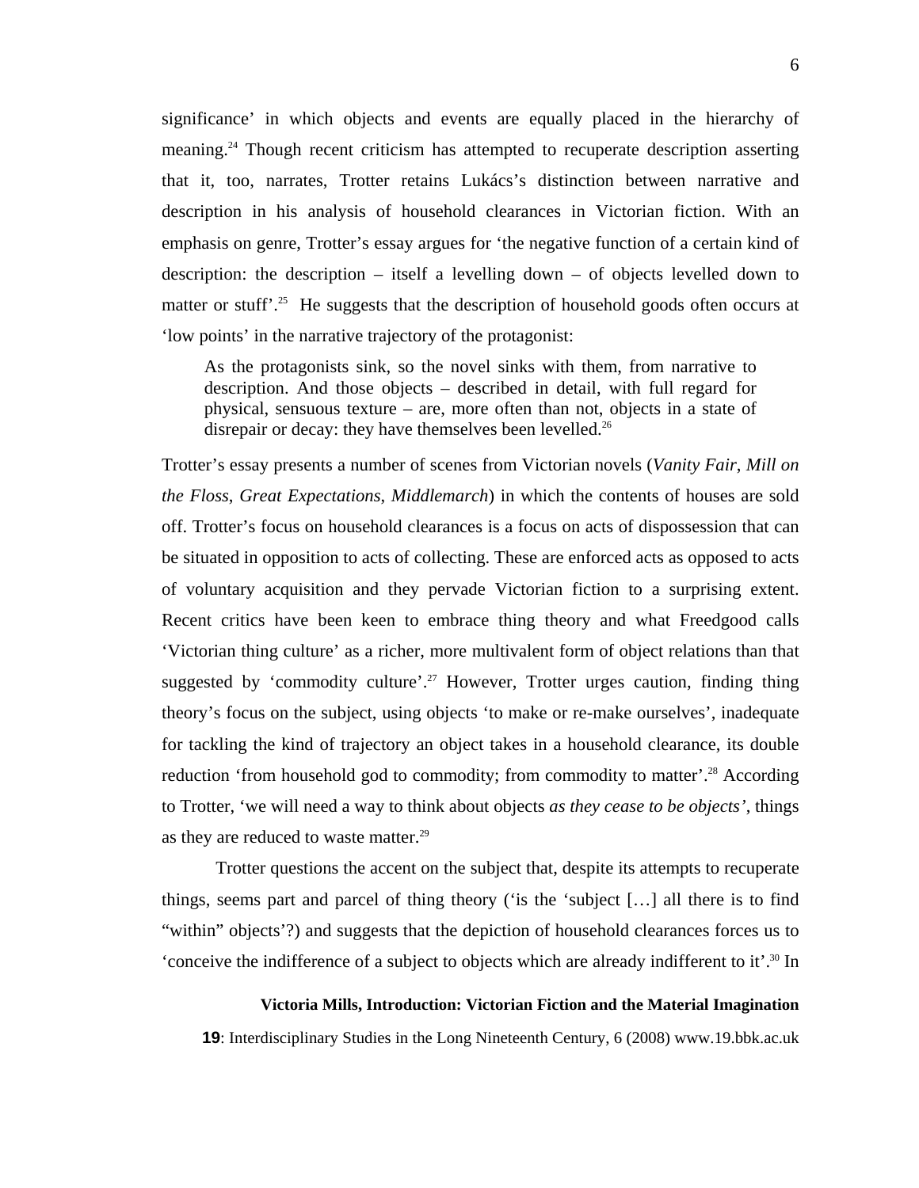significance' in which objects and events are equally placed in the hierarchy of meaning.[24] Though recent criticism has attempted to recuperate description asserting that it, too, narrates, Trotter retains Lukács's distinction between narrative and description in his analysis of household clearances in Victorian fiction. With an emphasis on genre, Trotter's essay argues for 'the negative function of a certain kind of description: the description – itself a levelling down – of objects levelled down to matter or stuff'.[25] He suggests that the description of household goods often occurs at 'low points' in the narrative trajectory of the protagonist:

> As the protagonists sink, so the novel sinks with them, from narrative to description. And those objects – described in detail, with full regard for physical, sensuous texture – are, more often than not, objects in a state of disrepair or decay: they have themselves been levelled.[26]

Trotter's essay presents a number of scenes from Victorian novels (*Vanity Fair*, *Mill on the Floss*, *Great Expectations*, *Middlemarch*) in which the contents of houses are sold off. Trotter's focus on household clearances is a focus on acts of dispossession that can be situated in opposition to acts of collecting. These are enforced acts as opposed to acts of voluntary acquisition and they pervade Victorian fiction to a surprising extent. Recent critics have been keen to embrace thing theory and what Freedgood calls 'Victorian thing culture' as a richer, more multivalent form of object relations than that suggested by 'commodity culture'.[27] However, Trotter urges caution, finding thing theory's focus on the subject, using objects 'to make or re-make ourselves', inadequate for tackling the kind of trajectory an object takes in a household clearance, its double reduction 'from household god to commodity; from commodity to matter'.[28] According to Trotter, 'we will need a way to think about objects *as they cease to be objects'*, things as they are reduced to waste matter.[29]

Trotter questions the accent on the subject that, despite its attempts to recuperate things, seems part and parcel of thing theory ('is the 'subject […] all there is to find "within" objects'?) and suggests that the depiction of household clearances forces us to 'conceive the indifference of a subject to objects which are already indifferent to it'.[30] In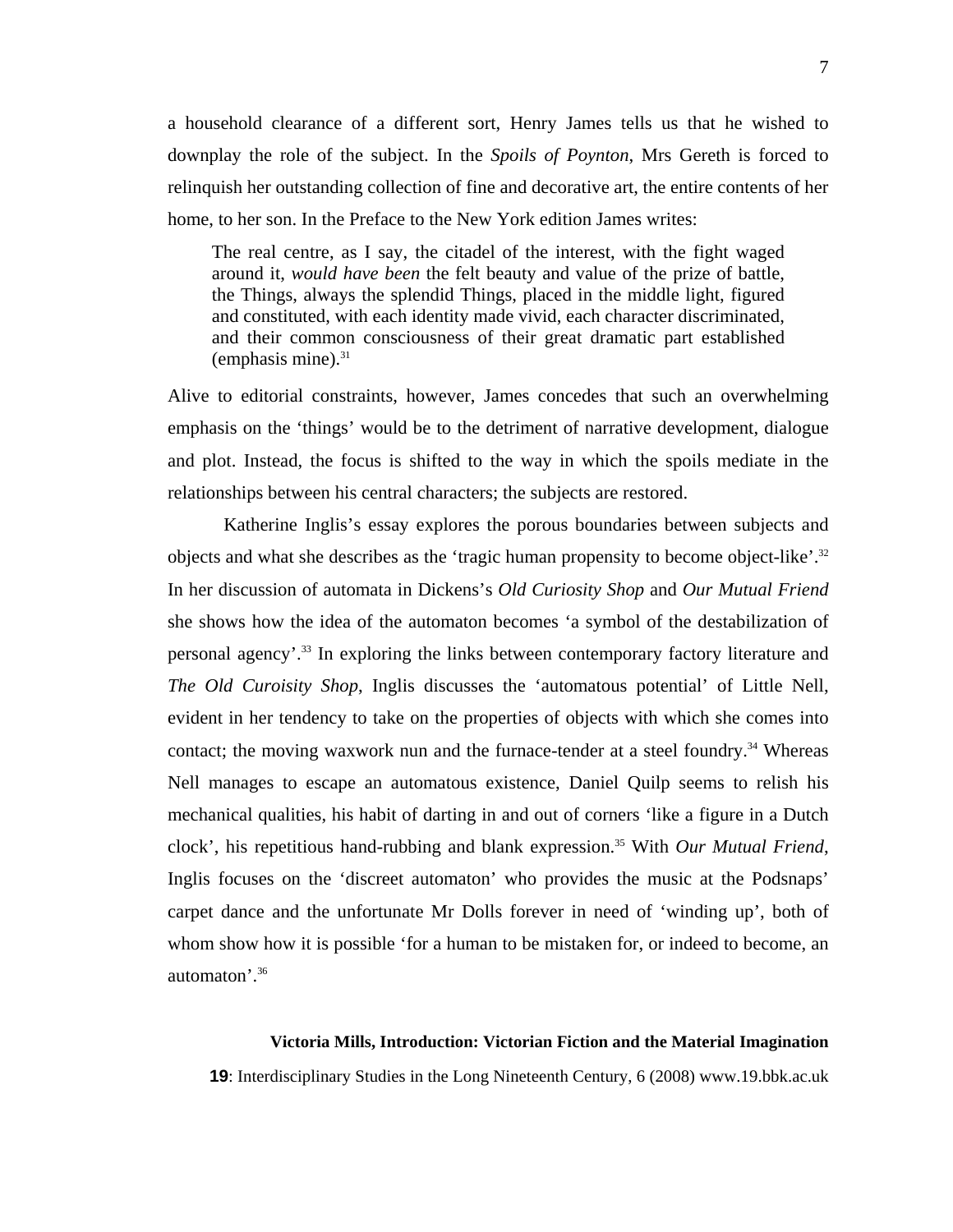a household clearance of a different sort, Henry James tells us that he wished to downplay the role of the subject. In the *Spoils of Poynton*, Mrs Gereth is forced to relinquish her outstanding collection of fine and decorative art, the entire contents of her home, to her son. In the Preface to the New York edition James writes:

> The real centre, as I say, the citadel of the interest, with the fight waged around it, *would have been* the felt beauty and value of the prize of battle, the Things, always the splendid Things, placed in the middle light, figured and constituted, with each identity made vivid, each character discriminated, and their common consciousness of their great dramatic part established (emphasis mine).[31]

Alive to editorial constraints, however, James concedes that such an overwhelming emphasis on the 'things' would be to the detriment of narrative development, dialogue and plot. Instead, the focus is shifted to the way in which the spoils mediate in the relationships between his central characters; the subjects are restored.

Katherine Inglis's essay explores the porous boundaries between subjects and objects and what she describes as the 'tragic human propensity to become object-like'.[32] In her discussion of automata in Dickens's *Old Curiosity Shop* and *Our Mutual Friend* she shows how the idea of the automaton becomes 'a symbol of the destabilization of personal agency'.[33] In exploring the links between contemporary factory literature and *The Old Curoisity Shop*, Inglis discusses the 'automatous potential' of Little Nell, evident in her tendency to take on the properties of objects with which she comes into contact; the moving waxwork nun and the furnace-tender at a steel foundry.[34] Whereas Nell manages to escape an automatous existence, Daniel Quilp seems to relish his mechanical qualities, his habit of darting in and out of corners 'like a figure in a Dutch clock', his repetitious hand-rubbing and blank expression.[35] With *Our Mutual Friend*, Inglis focuses on the 'discreet automaton' who provides the music at the Podsnaps' carpet dance and the unfortunate Mr Dolls forever in need of 'winding up', both of whom show how it is possible 'for a human to be mistaken for, or indeed to become, an automaton'.[36]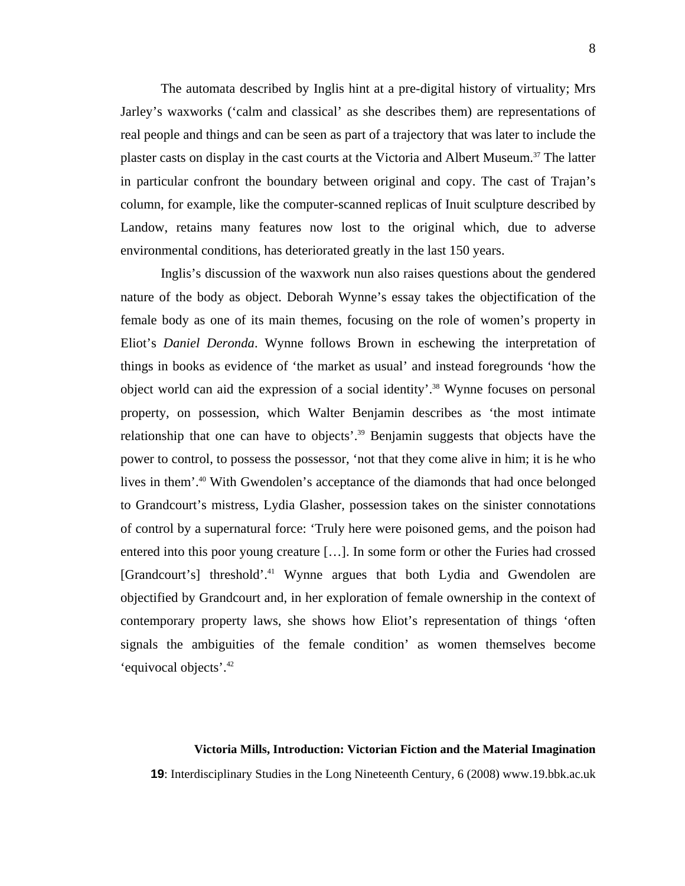The automata described by Inglis hint at a pre-digital history of virtuality; Mrs Jarley's waxworks ('calm and classical' as she describes them) are representations of real people and things and can be seen as part of a trajectory that was later to include the plaster casts on display in the cast courts at the Victoria and Albert Museum.[37] The latter in particular confront the boundary between original and copy. The cast of Trajan's column, for example, like the computer-scanned replicas of Inuit sculpture described by Landow, retains many features now lost to the original which, due to adverse environmental conditions, has deteriorated greatly in the last 150 years.

Inglis's discussion of the waxwork nun also raises questions about the gendered nature of the body as object. Deborah Wynne's essay takes the objectification of the female body as one of its main themes, focusing on the role of women's property in Eliot's *Daniel Deronda*. Wynne follows Brown in eschewing the interpretation of things in books as evidence of 'the market as usual' and instead foregrounds 'how the object world can aid the expression of a social identity'.[38] Wynne focuses on personal property, on possession, which Walter Benjamin describes as 'the most intimate relationship that one can have to objects'.[39] Benjamin suggests that objects have the power to control, to possess the possessor, 'not that they come alive in him; it is he who lives in them'.[40] With Gwendolen's acceptance of the diamonds that had once belonged to Grandcourt's mistress, Lydia Glasher, possession takes on the sinister connotations of control by a supernatural force: 'Truly here were poisoned gems, and the poison had entered into this poor young creature […]. In some form or other the Furies had crossed [Grandcourt's] threshold'.[41] Wynne argues that both Lydia and Gwendolen are objectified by Grandcourt and, in her exploration of female ownership in the context of contemporary property laws, she shows how Eliot's representation of things 'often signals the ambiguities of the female condition' as women themselves become 'equivocal objects'.[42]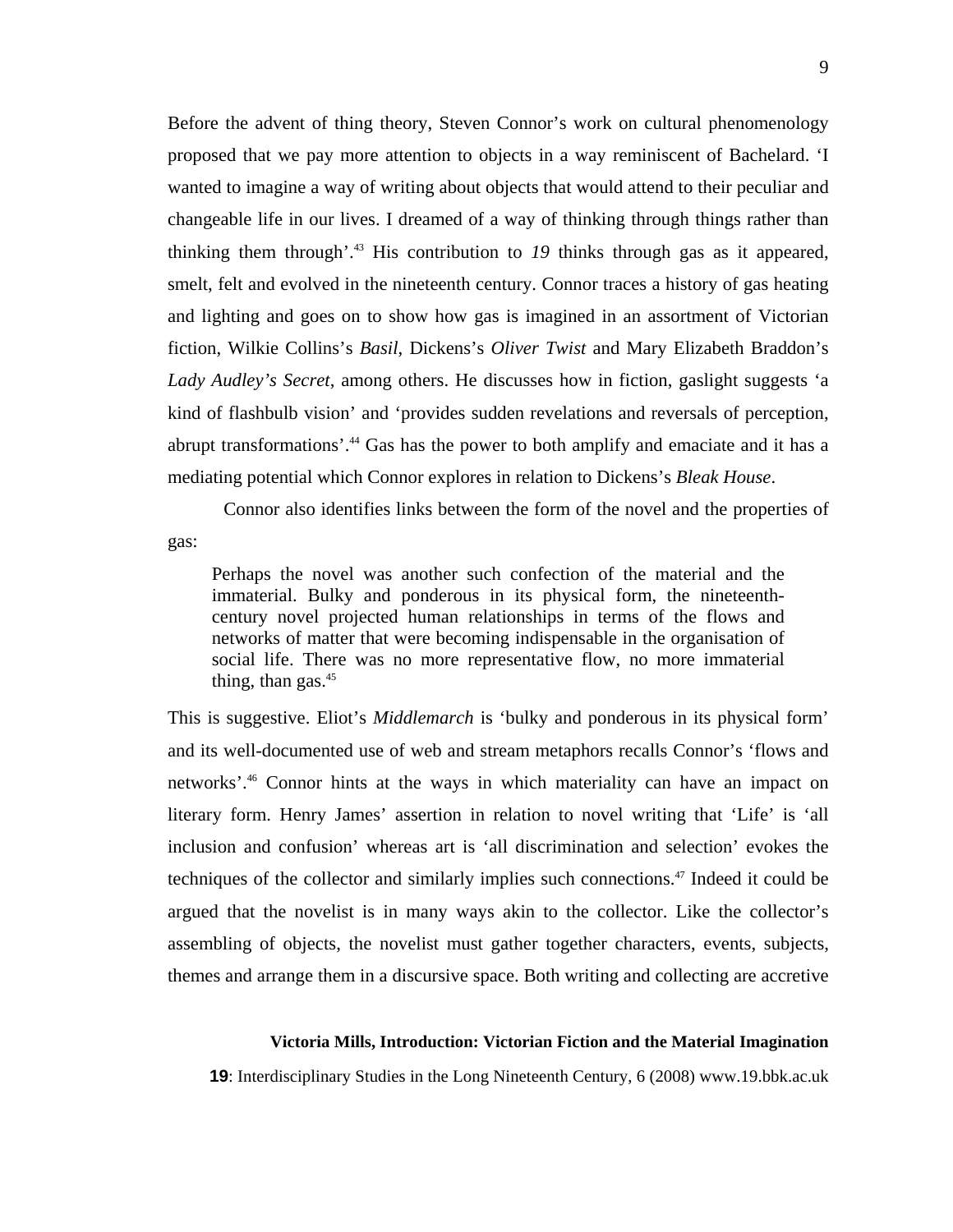Before the advent of thing theory, Steven Connor's work on cultural phenomenology proposed that we pay more attention to objects in a way reminiscent of Bachelard. 'I wanted to imagine a way of writing about objects that would attend to their peculiar and changeable life in our lives. I dreamed of a way of thinking through things rather than thinking them through'.[43] His contribution to *19* thinks through gas as it appeared, smelt, felt and evolved in the nineteenth century. Connor traces a history of gas heating and lighting and goes on to show how gas is imagined in an assortment of Victorian fiction, Wilkie Collins's *Basil*, Dickens's *Oliver Twist* and Mary Elizabeth Braddon's *Lady Audley's Secret*, among others. He discusses how in fiction, gaslight suggests 'a kind of flashbulb vision' and 'provides sudden revelations and reversals of perception, abrupt transformations'.[44] Gas has the power to both amplify and emaciate and it has a mediating potential which Connor explores in relation to Dickens's *Bleak House*.

Connor also identifies links between the form of the novel and the properties of gas:

> Perhaps the novel was another such confection of the material and the immaterial. Bulky and ponderous in its physical form, the nineteenth-century novel projected human relationships in terms of the flows and networks of matter that were becoming indispensable in the organisation of social life. There was no more representative flow, no more immaterial thing, than gas.[45]

This is suggestive. Eliot's *Middlemarch* is 'bulky and ponderous in its physical form' and its well-documented use of web and stream metaphors recalls Connor's 'flows and networks'.[46] Connor hints at the ways in which materiality can have an impact on literary form. Henry James' assertion in relation to novel writing that 'Life' is 'all inclusion and confusion' whereas art is 'all discrimination and selection' evokes the techniques of the collector and similarly implies such connections.[47] Indeed it could be argued that the novelist is in many ways akin to the collector. Like the collector's assembling of objects, the novelist must gather together characters, events, subjects, themes and arrange them in a discursive space. Both writing and collecting are accretive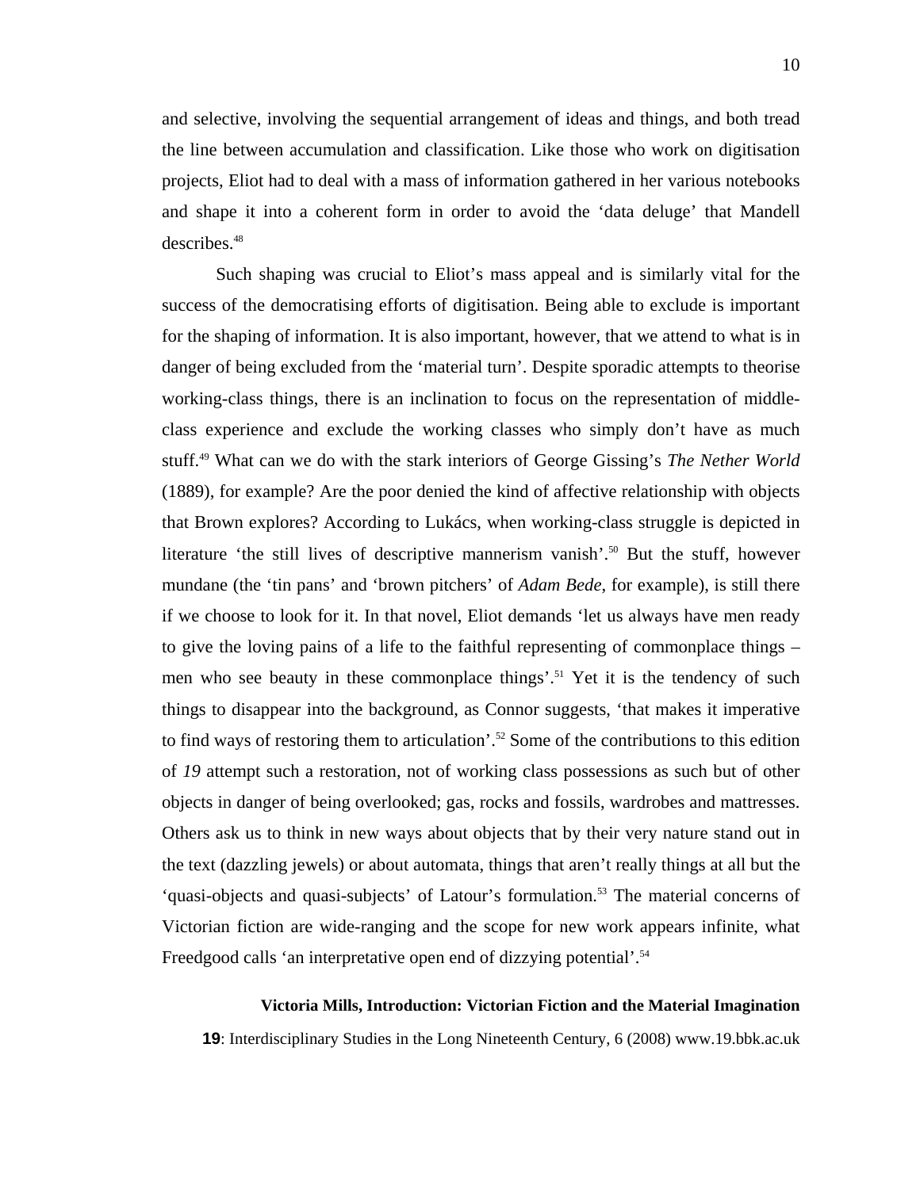and selective, involving the sequential arrangement of ideas and things, and both tread the line between accumulation and classification. Like those who work on digitisation projects, Eliot had to deal with a mass of information gathered in her various notebooks and shape it into a coherent form in order to avoid the 'data deluge' that Mandell describes.[48]

Such shaping was crucial to Eliot's mass appeal and is similarly vital for the success of the democratising efforts of digitisation. Being able to exclude is important for the shaping of information. It is also important, however, that we attend to what is in danger of being excluded from the 'material turn'. Despite sporadic attempts to theorise working-class things, there is an inclination to focus on the representation of middle-class experience and exclude the working classes who simply don't have as much stuff.[49] What can we do with the stark interiors of George Gissing's *The Nether World* (1889), for example? Are the poor denied the kind of affective relationship with objects that Brown explores? According to Lukács, when working-class struggle is depicted in literature 'the still lives of descriptive mannerism vanish'.[50] But the stuff, however mundane (the 'tin pans' and 'brown pitchers' of *Adam Bede*, for example), is still there if we choose to look for it. In that novel, Eliot demands 'let us always have men ready to give the loving pains of a life to the faithful representing of commonplace things – men who see beauty in these commonplace things'.[51] Yet it is the tendency of such things to disappear into the background, as Connor suggests, 'that makes it imperative to find ways of restoring them to articulation'.[52] Some of the contributions to this edition of *19* attempt such a restoration, not of working class possessions as such but of other objects in danger of being overlooked; gas, rocks and fossils, wardrobes and mattresses. Others ask us to think in new ways about objects that by their very nature stand out in the text (dazzling jewels) or about automata, things that aren't really things at all but the 'quasi-objects and quasi-subjects' of Latour's formulation.[53] The material concerns of Victorian fiction are wide-ranging and the scope for new work appears infinite, what Freedgood calls 'an interpretative open end of dizzying potential'.[54]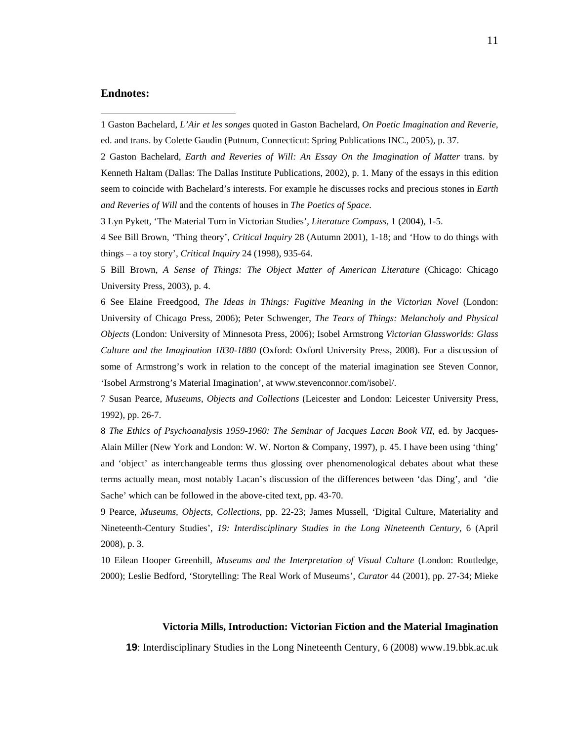**Endnotes:**

1 Gaston Bachelard, *L'Air et les songes* quoted in Gaston Bachelard, *On Poetic Imagination and Reverie*, ed. and trans. by Colette Gaudin (Putnum, Connecticut: Spring Publications INC., 2005), p. 37.

2 Gaston Bachelard, *Earth and Reveries of Will: An Essay On the Imagination of Matter* trans. by Kenneth Haltam (Dallas: The Dallas Institute Publications, 2002), p. 1. Many of the essays in this edition seem to coincide with Bachelard's interests. For example he discusses rocks and precious stones in *Earth and Reveries of Will* and the contents of houses in *The Poetics of Space*.

3 Lyn Pykett, 'The Material Turn in Victorian Studies', *Literature Compass*, 1 (2004), 1-5.

4 See Bill Brown, 'Thing theory', *Critical Inquiry* 28 (Autumn 2001), 1-18; and 'How to do things with things – a toy story', *Critical Inquiry* 24 (1998), 935-64.

5 Bill Brown, *A Sense of Things: The Object Matter of American Literature* (Chicago: Chicago University Press, 2003), p. 4.

6 See Elaine Freedgood, *The Ideas in Things: Fugitive Meaning in the Victorian Novel* (London: University of Chicago Press, 2006); Peter Schwenger, *The Tears of Things: Melancholy and Physical Objects* (London: University of Minnesota Press, 2006); Isobel Armstrong *Victorian Glassworlds: Glass Culture and the Imagination 1830-1880* (Oxford: Oxford University Press, 2008). For a discussion of some of Armstrong's work in relation to the concept of the material imagination see Steven Connor, 'Isobel Armstrong's Material Imagination', at www.stevenconnor.com/isobel/.

7 Susan Pearce, *Museums, Objects and Collections* (Leicester and London: Leicester University Press, 1992), pp. 26-7.

8 *The Ethics of Psychoanalysis 1959-1960: The Seminar of Jacques Lacan Book VII*, ed. by Jacques-Alain Miller (New York and London: W. W. Norton & Company, 1997), p. 45. I have been using 'thing' and 'object' as interchangeable terms thus glossing over phenomenological debates about what these terms actually mean, most notably Lacan's discussion of the differences between 'das Ding', and 'die Sache' which can be followed in the above-cited text, pp. 43-70.

9 Pearce, *Museums, Objects, Collections*, pp. 22-23; James Mussell, 'Digital Culture, Materiality and Nineteenth-Century Studies', *19: Interdisciplinary Studies in the Long Nineteenth Century*, 6 (April 2008), p. 3.

10 Eilean Hooper Greenhill, *Museums and the Interpretation of Visual Culture* (London: Routledge, 2000); Leslie Bedford, 'Storytelling: The Real Work of Museums', *Curator* 44 (2001), pp. 27-34; Mieke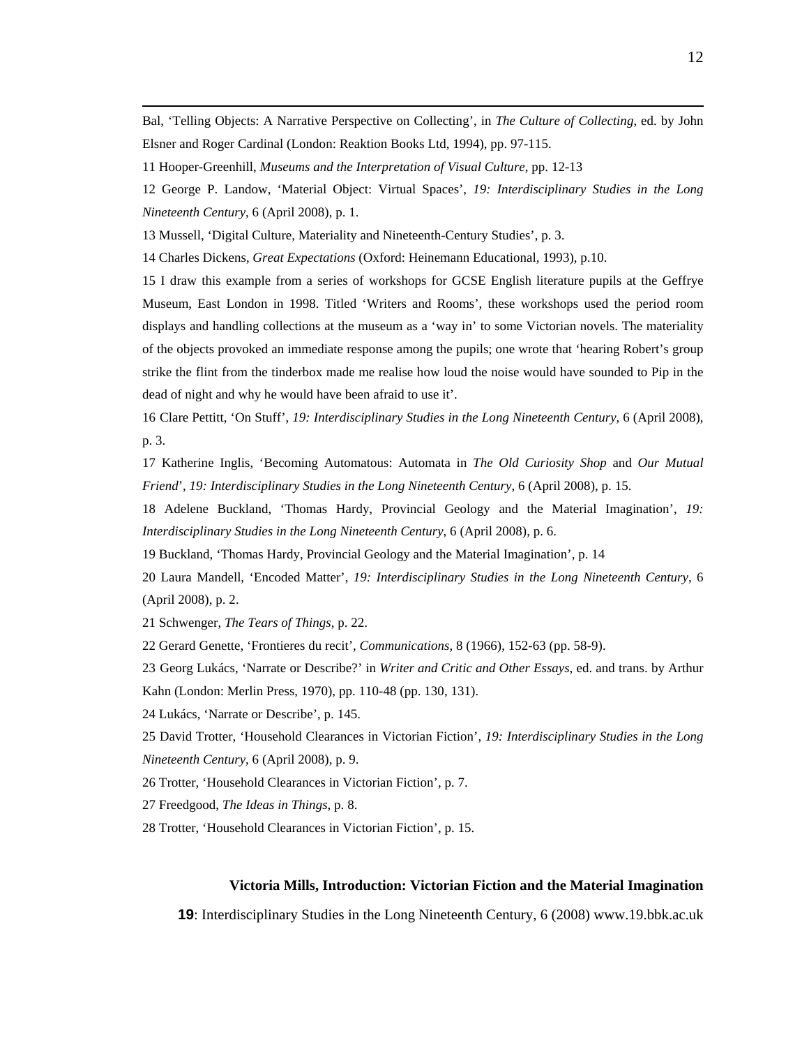Bal, 'Telling Objects: A Narrative Perspective on Collecting', in *The Culture of Collecting*, ed. by John Elsner and Roger Cardinal (London: Reaktion Books Ltd, 1994), pp. 97-115.

11 Hooper-Greenhill, *Museums and the Interpretation of Visual Culture*, pp. 12-13

12 George P. Landow, 'Material Object: Virtual Spaces', *19: Interdisciplinary Studies in the Long Nineteenth Century*, 6 (April 2008), p. 1.

13 Mussell, 'Digital Culture, Materiality and Nineteenth-Century Studies', p. 3.

14 Charles Dickens, *Great Expectations* (Oxford: Heinemann Educational, 1993), p.10.

15 I draw this example from a series of workshops for GCSE English literature pupils at the Geffrye Museum, East London in 1998. Titled 'Writers and Rooms', these workshops used the period room displays and handling collections at the museum as a 'way in' to some Victorian novels. The materiality of the objects provoked an immediate response among the pupils; one wrote that 'hearing Robert's group strike the flint from the tinderbox made me realise how loud the noise would have sounded to Pip in the dead of night and why he would have been afraid to use it'.

16 Clare Pettitt, 'On Stuff', *19: Interdisciplinary Studies in the Long Nineteenth Century*, 6 (April 2008), p. 3.

17 Katherine Inglis, 'Becoming Automatous: Automata in *The Old Curiosity Shop* and *Our Mutual Friend*', *19: Interdisciplinary Studies in the Long Nineteenth Century*, 6 (April 2008), p. 15.

18 Adelene Buckland, 'Thomas Hardy, Provincial Geology and the Material Imagination', *19: Interdisciplinary Studies in the Long Nineteenth Century*, 6 (April 2008), p. 6.

19 Buckland, 'Thomas Hardy, Provincial Geology and the Material Imagination', p. 14

20 Laura Mandell, 'Encoded Matter', *19: Interdisciplinary Studies in the Long Nineteenth Century*, 6 (April 2008), p. 2.

21 Schwenger, *The Tears of Things*, p. 22.

22 Gerard Genette, 'Frontieres du recit', *Communications*, 8 (1966), 152-63 (pp. 58-9).

23 Georg Lukács, 'Narrate or Describe?' in *Writer and Critic and Other Essays*, ed. and trans. by Arthur Kahn (London: Merlin Press, 1970), pp. 110-48 (pp. 130, 131).

24 Lukács, 'Narrate or Describe', p. 145.

25 David Trotter, 'Household Clearances in Victorian Fiction', *19: Interdisciplinary Studies in the Long Nineteenth Century*, 6 (April 2008), p. 9.

26 Trotter, 'Household Clearances in Victorian Fiction', p. 7.

27 Freedgood, *The Ideas in Things*, p. 8.

28 Trotter, 'Household Clearances in Victorian Fiction', p. 15.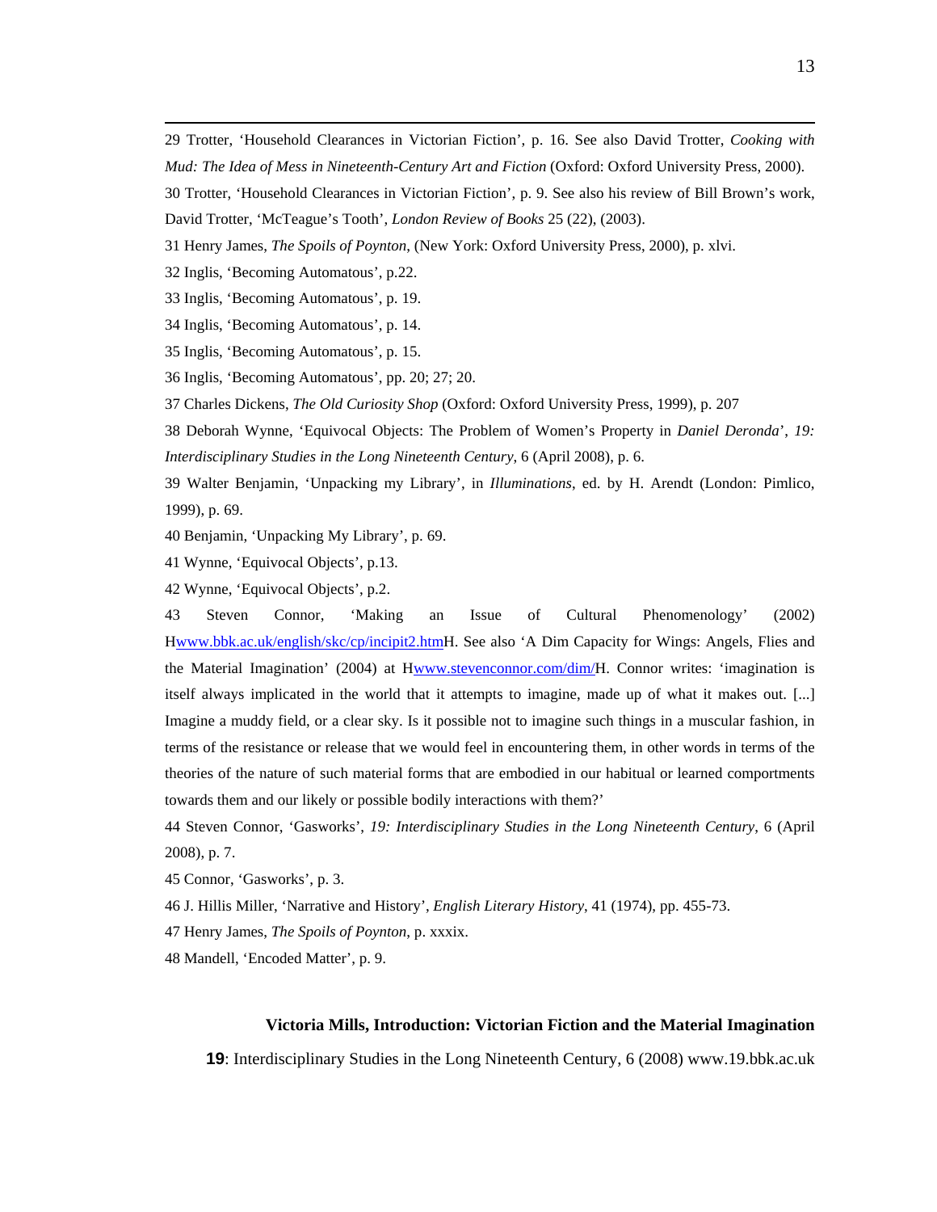29 Trotter, 'Household Clearances in Victorian Fiction', p. 16. See also David Trotter, *Cooking with Mud: The Idea of Mess in Nineteenth-Century Art and Fiction* (Oxford: Oxford University Press, 2000).

30 Trotter, 'Household Clearances in Victorian Fiction', p. 9. See also his review of Bill Brown's work, David Trotter, 'McTeague's Tooth', *London Review of Books* 25 (22), (2003).

31 Henry James, *The Spoils of Poynton,* (New York: Oxford University Press, 2000), p. xlvi.

32 Inglis, 'Becoming Automatous', p.22.

33 Inglis, 'Becoming Automatous', p. 19.

34 Inglis, 'Becoming Automatous', p. 14.

35 Inglis, 'Becoming Automatous', p. 15.

36 Inglis, 'Becoming Automatous', pp. 20; 27; 20.

37 Charles Dickens, *The Old Curiosity Shop* (Oxford: Oxford University Press, 1999), p. 207

38 Deborah Wynne, 'Equivocal Objects: The Problem of Women's Property in *Daniel Deronda*', *19: Interdisciplinary Studies in the Long Nineteenth Century*, 6 (April 2008), p. 6.

39 Walter Benjamin, 'Unpacking my Library', in *Illuminations*, ed. by H. Arendt (London: Pimlico, 1999), p. 69.

40 Benjamin, 'Unpacking My Library', p. 69.

41 Wynne, 'Equivocal Objects', p.13.

42 Wynne, 'Equivocal Objects', p.2.

43 Steven Connor, 'Making an Issue of Cultural Phenomenology' (2002) Hwww.bbk.ac.uk/english/skc/cp/incipit2.htmH. See also 'A Dim Capacity for Wings: Angels, Flies and the Material Imagination' (2004) at Hwww.stevenconnor.com/dim/H. Connor writes: 'imagination is itself always implicated in the world that it attempts to imagine, made up of what it makes out. [...] Imagine a muddy field, or a clear sky. Is it possible not to imagine such things in a muscular fashion, in terms of the resistance or release that we would feel in encountering them, in other words in terms of the theories of the nature of such material forms that are embodied in our habitual or learned comportments towards them and our likely or possible bodily interactions with them?'

44 Steven Connor, 'Gasworks', *19: Interdisciplinary Studies in the Long Nineteenth Century*, 6 (April 2008), p. 7.

45 Connor, 'Gasworks', p. 3.

46 J. Hillis Miller, 'Narrative and History', *English Literary History*, 41 (1974), pp. 455-73.

47 Henry James, *The Spoils of Poynton*, p. xxxix.

48 Mandell, 'Encoded Matter', p. 9.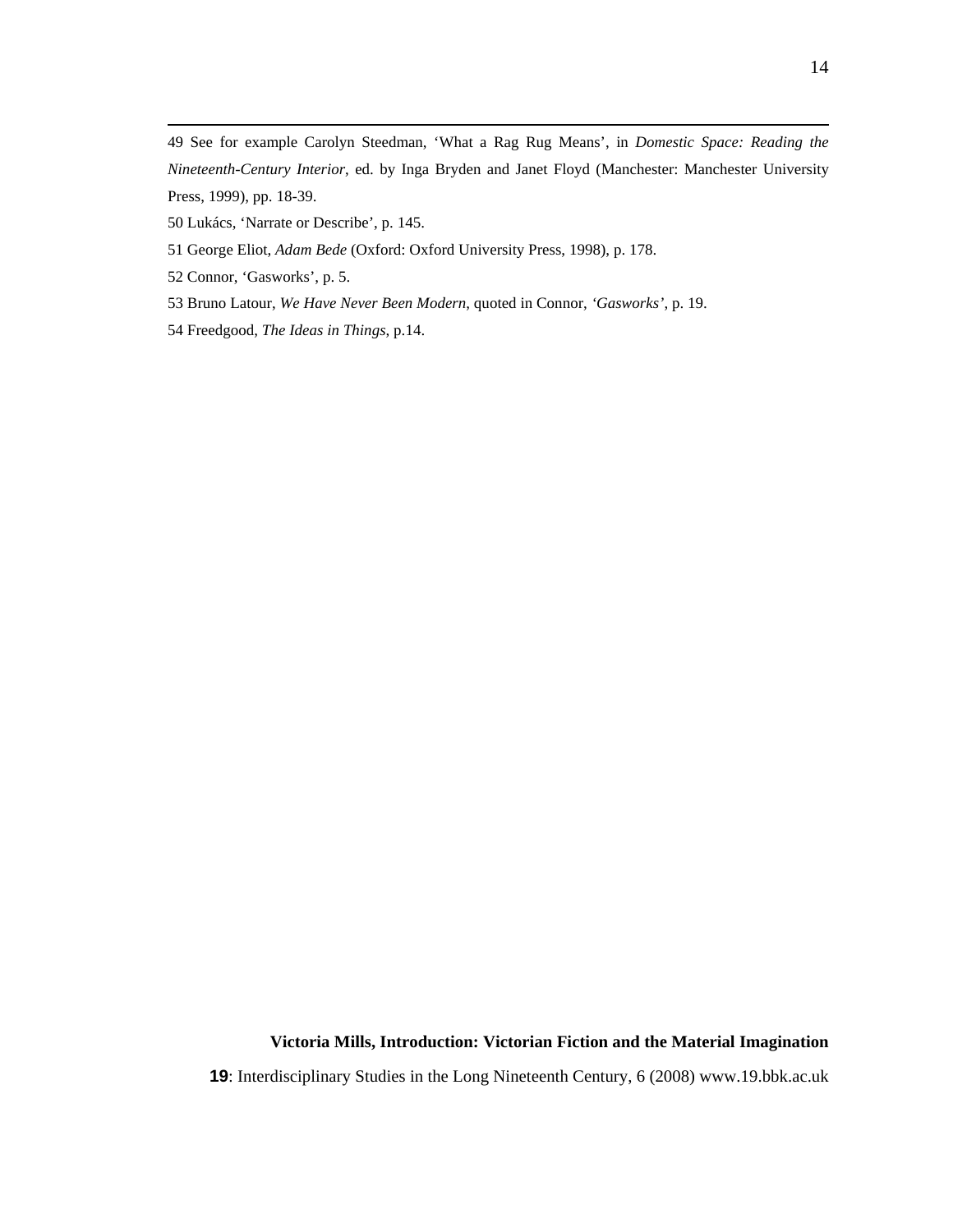49 See for example Carolyn Steedman, ‘What a Rag Rug Means’, in *Domestic Space: Reading the Nineteenth-Century Interior*, ed. by Inga Bryden and Janet Floyd (Manchester: Manchester University Press, 1999), pp. 18-39.

50 Lukács, ‘Narrate or Describe’, p. 145.

51 George Eliot, *Adam Bede* (Oxford: Oxford University Press, 1998), p. 178.

52 Connor, ‘Gasworks’, p. 5.

53 Bruno Latour, *We Have Never Been Modern*, quoted in Connor, *‘Gasworks’*, p. 19.

54 Freedgood, *The Ideas in Things*, p.14.